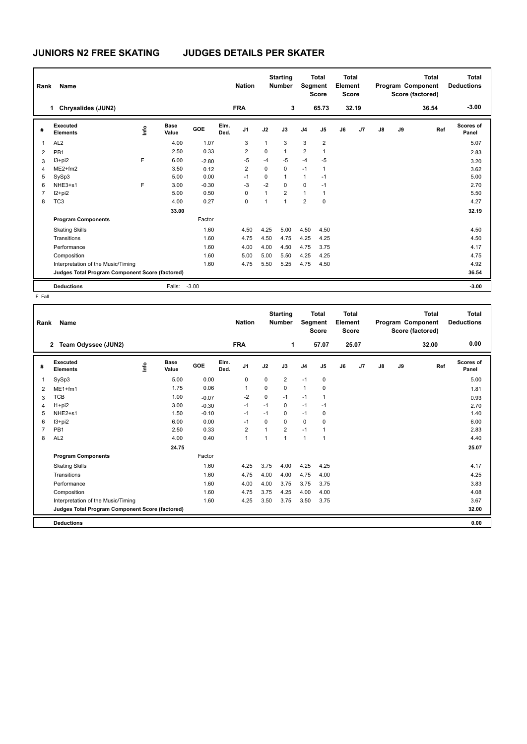# JUNIORS N2 FREE SKATING JUDGES DETAILS PER SKATER

| Rank | Name | Nation | Starting Number | Total Segment Score | Total Element Score | Total Program Component Score (factored) | Total Deductions |
|---|---|---|---|---|---|---|---|
| 1 | Chrysalides (JUN2) | FRA | 3 | 65.73 | 32.19 | 36.54 | -3.00 |

| # | Executed Elements | Info | Base Value | GOE | Elm. Ded. | J1 | J2 | J3 | J4 | J5 | J6 | J7 | J8 | J9 | Ref | Scores of Panel |
|---|---|---|---|---|---|---|---|---|---|---|---|---|---|---|---|---|
| 1 | AL2 | | 4.00 | 1.07 | | 3 | 1 | 3 | 3 | 2 | | | | | | 5.07 |
| 2 | PB1 | | 2.50 | 0.33 | | 2 | 0 | 1 | 2 | 1 | | | | | | 2.83 |
| 3 | I3+pi2 | F | 6.00 | -2.80 | | -5 | -4 | -5 | -4 | -5 | | | | | | 3.20 |
| 4 | ME2+fm2 | | 3.50 | 0.12 | | 2 | 0 | 0 | -1 | 1 | | | | | | 3.62 |
| 5 | SySp3 | | 5.00 | 0.00 | | -1 | 0 | 1 | 1 | -1 | | | | | | 5.00 |
| 6 | NHE3+s1 | F | 3.00 | -0.30 | | -3 | -2 | 0 | 0 | -1 | | | | | | 2.70 |
| 7 | I2+pi2 | | 5.00 | 0.50 | | 0 | 1 | 2 | 1 | 1 | | | | | | 5.50 |
| 8 | TC3 | | 4.00 | 0.27 | | 0 | 1 | 1 | 2 | 0 | | | | | | 4.27 |
| | | | 33.00 | | | | | | | | | | | | | 32.19 |
| | **Program Components** | | | Factor | | | | | | | | | | | | |
| | Skating Skills | | | 1.60 | | 4.50 | 4.25 | 5.00 | 4.50 | 4.50 | | | | | | 4.50 |
| | Transitions | | | 1.60 | | 4.75 | 4.50 | 4.75 | 4.25 | 4.25 | | | | | | 4.50 |
| | Performance | | | 1.60 | | 4.00 | 4.00 | 4.50 | 4.75 | 3.75 | | | | | | 4.17 |
| | Composition | | | 1.60 | | 5.00 | 5.00 | 5.50 | 4.25 | 4.25 | | | | | | 4.75 |
| | Interpretation of the Music/Timing | | | 1.60 | | 4.75 | 5.50 | 5.25 | 4.75 | 4.50 | | | | | | 4.92 |
| | **Judges Total Program Component Score (factored)** | | | | | | | | | | | | | | | 36.54 |
| | **Deductions** | | Falls: | -3.00 | | | | | | | | | | | | -3.00 |

F Fall

| Rank | Name | Nation | Starting Number | Total Segment Score | Total Element Score | Total Program Component Score (factored) | Total Deductions |
|---|---|---|---|---|---|---|---|
| 2 | Team Odyssee (JUN2) | FRA | 1 | 57.07 | 25.07 | 32.00 | 0.00 |

| # | Executed Elements | Info | Base Value | GOE | Elm. Ded. | J1 | J2 | J3 | J4 | J5 | J6 | J7 | J8 | J9 | Ref | Scores of Panel |
|---|---|---|---|---|---|---|---|---|---|---|---|---|---|---|---|---|
| 1 | SySp3 | | 5.00 | 0.00 | | 0 | 0 | 2 | -1 | 0 | | | | | | 5.00 |
| 2 | ME1+fm1 | | 1.75 | 0.06 | | 1 | 0 | 0 | 1 | 0 | | | | | | 1.81 |
| 3 | TCB | | 1.00 | -0.07 | | -2 | 0 | -1 | -1 | 1 | | | | | | 0.93 |
| 4 | I1+pi2 | | 3.00 | -0.30 | | -1 | -1 | 0 | -1 | -1 | | | | | | 2.70 |
| 5 | NHE2+s1 | | 1.50 | -0.10 | | -1 | -1 | 0 | -1 | 0 | | | | | | 1.40 |
| 6 | I3+pi2 | | 6.00 | 0.00 | | -1 | 0 | 0 | 0 | 0 | | | | | | 6.00 |
| 7 | PB1 | | 2.50 | 0.33 | | 2 | 1 | 2 | -1 | 1 | | | | | | 2.83 |
| 8 | AL2 | | 4.00 | 0.40 | | 1 | 1 | 1 | 1 | 1 | | | | | | 4.40 |
| | | | 24.75 | | | | | | | | | | | | | 25.07 |
| | **Program Components** | | | Factor | | | | | | | | | | | | |
| | Skating Skills | | | 1.60 | | 4.25 | 3.75 | 4.00 | 4.25 | 4.25 | | | | | | 4.17 |
| | Transitions | | | 1.60 | | 4.75 | 4.00 | 4.00 | 4.75 | 4.00 | | | | | | 4.25 |
| | Performance | | | 1.60 | | 4.00 | 4.00 | 3.75 | 3.75 | 3.75 | | | | | | 3.83 |
| | Composition | | | 1.60 | | 4.75 | 3.75 | 4.25 | 4.00 | 4.00 | | | | | | 4.08 |
| | Interpretation of the Music/Timing | | | 1.60 | | 4.25 | 3.50 | 3.75 | 3.50 | 3.75 | | | | | | 3.67 |
| | **Judges Total Program Component Score (factored)** | | | | | | | | | | | | | | | 32.00 |
| | **Deductions** | | | | | | | | | | | | | | | 0.00 |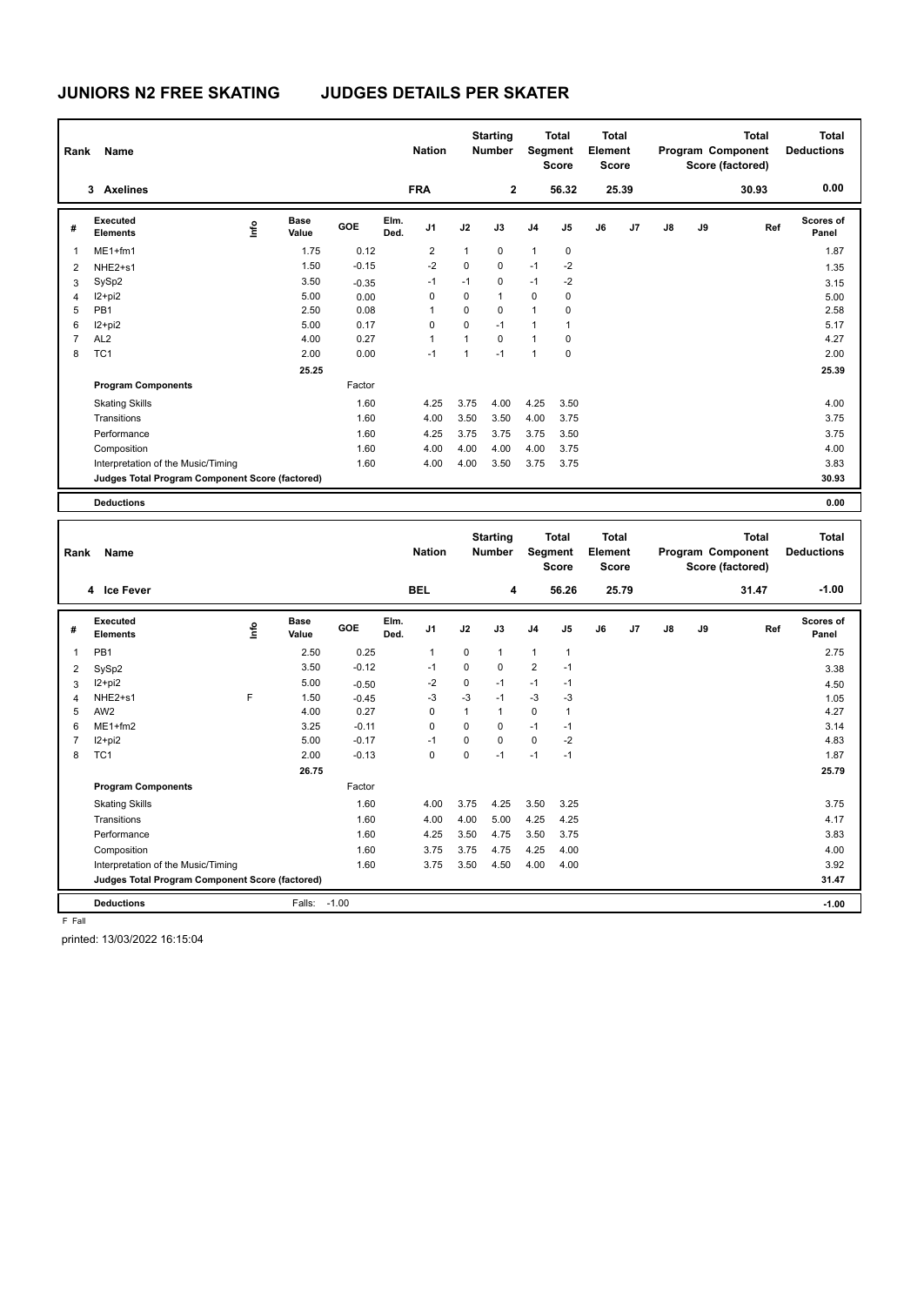# JUNIORS N2 FREE SKATING JUDGES DETAILS PER SKATER

| Rank | Name | Nation | Starting Number | Total Segment Score | Total Element Score | Total Program Component Score (factored) | Total Deductions |
|---|---|---|---|---|---|---|---|
| 3 | Axelines | FRA | 2 | 56.32 | 25.39 | 30.93 | 0.00 |

| # | Executed Elements | Info | Base Value | GOE | Elm. Ded. | J1 | J2 | J3 | J4 | J5 | J6 | J7 | J8 | J9 | Ref | Scores of Panel |
|---|---|---|---|---|---|---|---|---|---|---|---|---|---|---|---|---|
| 1 | ME1+fm1 | | 1.75 | 0.12 | | 2 | 1 | 0 | 1 | 0 | | | | | | 1.87 |
| 2 | NHE2+s1 | | 1.50 | -0.15 | | -2 | 0 | 0 | -1 | -2 | | | | | | 1.35 |
| 3 | SySp2 | | 3.50 | -0.35 | | -1 | -1 | 0 | -1 | -2 | | | | | | 3.15 |
| 4 | I2+pi2 | | 5.00 | 0.00 | | 0 | 0 | 1 | 0 | 0 | | | | | | 5.00 |
| 5 | PB1 | | 2.50 | 0.08 | | 1 | 0 | 0 | 1 | 0 | | | | | | 2.58 |
| 6 | I2+pi2 | | 5.00 | 0.17 | | 0 | 0 | -1 | 1 | 1 | | | | | | 5.17 |
| 7 | AL2 | | 4.00 | 0.27 | | 1 | 1 | 0 | 1 | 0 | | | | | | 4.27 |
| 8 | TC1 | | 2.00 | 0.00 | | -1 | 1 | -1 | 1 | 0 | | | | | | 2.00 |
| | | | 25.25 | | | | | | | | | | | | | 25.39 |

| Program Components | Factor | J1 | J2 | J3 | J4 | J5 | J6 | J7 | J8 | J9 | Scores of Panel |
|---|---|---|---|---|---|---|---|---|---|---|---|
| Skating Skills | 1.60 | 4.25 | 3.75 | 4.00 | 4.25 | 3.50 | | | | | 4.00 |
| Transitions | 1.60 | 4.00 | 3.50 | 3.50 | 4.00 | 3.75 | | | | | 3.75 |
| Performance | 1.60 | 4.25 | 3.75 | 3.75 | 3.75 | 3.50 | | | | | 3.75 |
| Composition | 1.60 | 4.00 | 4.00 | 4.00 | 4.00 | 3.75 | | | | | 4.00 |
| Interpretation of the Music/Timing | 1.60 | 4.00 | 4.00 | 3.50 | 3.75 | 3.75 | | | | | 3.83 |
| Judges Total Program Component Score (factored) | | | | | | | | | | | 30.93 |

| Deductions | | 0.00 |
|---|---|---|

| Rank | Name | Nation | Starting Number | Total Segment Score | Total Element Score | Total Program Component Score (factored) | Total Deductions |
|---|---|---|---|---|---|---|---|
| 4 | Ice Fever | BEL | 4 | 56.26 | 25.79 | 31.47 | -1.00 |

| # | Executed Elements | Info | Base Value | GOE | Elm. Ded. | J1 | J2 | J3 | J4 | J5 | J6 | J7 | J8 | J9 | Ref | Scores of Panel |
|---|---|---|---|---|---|---|---|---|---|---|---|---|---|---|---|---|
| 1 | PB1 | | 2.50 | 0.25 | | 1 | 0 | 1 | 1 | 1 | | | | | | 2.75 |
| 2 | SySp2 | | 3.50 | -0.12 | | -1 | 0 | 0 | 2 | -1 | | | | | | 3.38 |
| 3 | I2+pi2 | | 5.00 | -0.50 | | -2 | 0 | -1 | -1 | -1 | | | | | | 4.50 |
| 4 | NHE2+s1 | F | 1.50 | -0.45 | | -3 | -3 | -1 | -3 | -3 | | | | | | 1.05 |
| 5 | AW2 | | 4.00 | 0.27 | | 0 | 1 | 1 | 0 | 1 | | | | | | 4.27 |
| 6 | ME1+fm2 | | 3.25 | -0.11 | | 0 | 0 | 0 | -1 | -1 | | | | | | 3.14 |
| 7 | I2+pi2 | | 5.00 | -0.17 | | -1 | 0 | 0 | 0 | -2 | | | | | | 4.83 |
| 8 | TC1 | | 2.00 | -0.13 | | 0 | 0 | -1 | -1 | -1 | | | | | | 1.87 |
| | | | 26.75 | | | | | | | | | | | | | 25.79 |

| Program Components | Factor | J1 | J2 | J3 | J4 | J5 | J6 | J7 | J8 | J9 | Scores of Panel |
|---|---|---|---|---|---|---|---|---|---|---|---|
| Skating Skills | 1.60 | 4.00 | 3.75 | 4.25 | 3.50 | 3.25 | | | | | 3.75 |
| Transitions | 1.60 | 4.00 | 4.00 | 5.00 | 4.25 | 4.25 | | | | | 4.17 |
| Performance | 1.60 | 4.25 | 3.50 | 4.75 | 3.50 | 3.75 | | | | | 3.83 |
| Composition | 1.60 | 3.75 | 3.75 | 4.75 | 4.25 | 4.00 | | | | | 4.00 |
| Interpretation of the Music/Timing | 1.60 | 3.75 | 3.50 | 4.50 | 4.00 | 4.00 | | | | | 3.92 |
| Judges Total Program Component Score (factored) | | | | | | | | | | | 31.47 |

| Deductions | Falls: -1.00 | -1.00 |
|---|---|---|

F Fall

printed: 13/03/2022 16:15:04